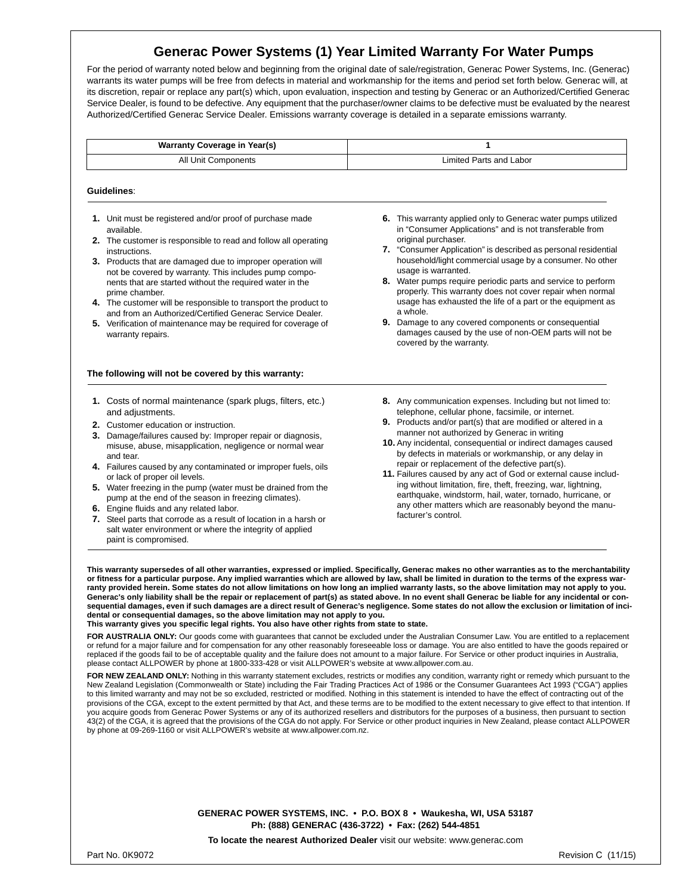# Generac Power Systems (1) Year Limited Warranty For Water Pumps

For the period of warranty noted below and beginning from the original date of sale/registration, Generac Power Systems, Inc. (Generac) warrants its water pumps will be free from defects in material and workmanship for the items and period set forth below. Generac will, at its discretion, repair or replace any part(s) which, upon evaluation, inspection and testing by Generac or an Authorized/Certified Generac Service Dealer, is found to be defective. Any equipment that the purchaser/owner claims to be defective must be evaluated by the nearest Authorized/Certified Generac Service Dealer. Emissions warranty coverage is detailed in a separate emissions warranty.

| Warranty Coverage in Year(s) | 1 |
|---|---|
| All Unit Components | Limited Parts and Labor |

**Guidelines**:

1. Unit must be registered and/or proof of purchase made available.
2. The customer is responsible to read and follow all operating instructions.
3. Products that are damaged due to improper operation will not be covered by warranty. This includes pump components that are started without the required water in the prime chamber.
4. The customer will be responsible to transport the product to and from an Authorized/Certified Generac Service Dealer.
5. Verification of maintenance may be required for coverage of warranty repairs.
6. This warranty applied only to Generac water pumps utilized in "Consumer Applications" and is not transferable from original purchaser.
7. "Consumer Application" is described as personal residential household/light commercial usage by a consumer. No other usage is warranted.
8. Water pumps require periodic parts and service to perform properly. This warranty does not cover repair when normal usage has exhausted the life of a part or the equipment as a whole.
9. Damage to any covered components or consequential damages caused by the use of non-OEM parts will not be covered by the warranty.

**The following will not be covered by this warranty:**

1. Costs of normal maintenance (spark plugs, filters, etc.) and adjustments.
2. Customer education or instruction.
3. Damage/failures caused by: Improper repair or diagnosis, misuse, abuse, misapplication, negligence or normal wear and tear.
4. Failures caused by any contaminated or improper fuels, oils or lack of proper oil levels.
5. Water freezing in the pump (water must be drained from the pump at the end of the season in freezing climates).
6. Engine fluids and any related labor.
7. Steel parts that corrode as a result of location in a harsh or salt water environment or where the integrity of applied paint is compromised.
8. Any communication expenses. Including but not limed to: telephone, cellular phone, facsimile, or internet.
9. Products and/or part(s) that are modified or altered in a manner not authorized by Generac in writing
10. Any incidental, consequential or indirect damages caused by defects in materials or workmanship, or any delay in repair or replacement of the defective part(s).
11. Failures caused by any act of God or external cause including without limitation, fire, theft, freezing, war, lightning, earthquake, windstorm, hail, water, tornado, hurricane, or any other matters which are reasonably beyond the manufacturer's control.

**This warranty supersedes of all other warranties, expressed or implied. Specifically, Generac makes no other warranties as to the merchantability or fitness for a particular purpose. Any implied warranties which are allowed by law, shall be limited in duration to the terms of the express warranty provided herein. Some states do not allow limitations on how long an implied warranty lasts, so the above limitation may not apply to you. Generac's only liability shall be the repair or replacement of part(s) as stated above. In no event shall Generac be liable for any incidental or consequential damages, even if such damages are a direct result of Generac's negligence. Some states do not allow the exclusion or limitation of incidental or consequential damages, so the above limitation may not apply to you.**
**This warranty gives you specific legal rights. You also have other rights from state to state.**

**FOR AUSTRALIA ONLY:** Our goods come with guarantees that cannot be excluded under the Australian Consumer Law. You are entitled to a replacement or refund for a major failure and for compensation for any other reasonably foreseeable loss or damage. You are also entitled to have the goods repaired or replaced if the goods fail to be of acceptable quality and the failure does not amount to a major failure. For Service or other product inquiries in Australia, please contact ALLPOWER by phone at 1800-333-428 or visit ALLPOWER's website at www.allpower.com.au.

**FOR NEW ZEALAND ONLY:** Nothing in this warranty statement excludes, restricts or modifies any condition, warranty right or remedy which pursuant to the New Zealand Legislation (Commonwealth or State) including the Fair Trading Practices Act of 1986 or the Consumer Guarantees Act 1993 ("CGA") applies to this limited warranty and may not be so excluded, restricted or modified. Nothing in this statement is intended to have the effect of contracting out of the provisions of the CGA, except to the extent permitted by that Act, and these terms are to be modified to the extent necessary to give effect to that intention. If you acquire goods from Generac Power Systems or any of its authorized resellers and distributors for the purposes of a business, then pursuant to section 43(2) of the CGA, it is agreed that the provisions of the CGA do not apply. For Service or other product inquiries in New Zealand, please contact ALLPOWER by phone at 09-269-1160 or visit ALLPOWER's website at www.allpower.com.nz.

**GENERAC POWER SYSTEMS, INC. • P.O. BOX 8 • Waukesha, WI, USA 53187**
**Ph: (888) GENERAC (436-3722) • Fax: (262) 544-4851**

**To locate the nearest Authorized Dealer** visit our website: www.generac.com

Part No. 0K9072 Revision C (11/15)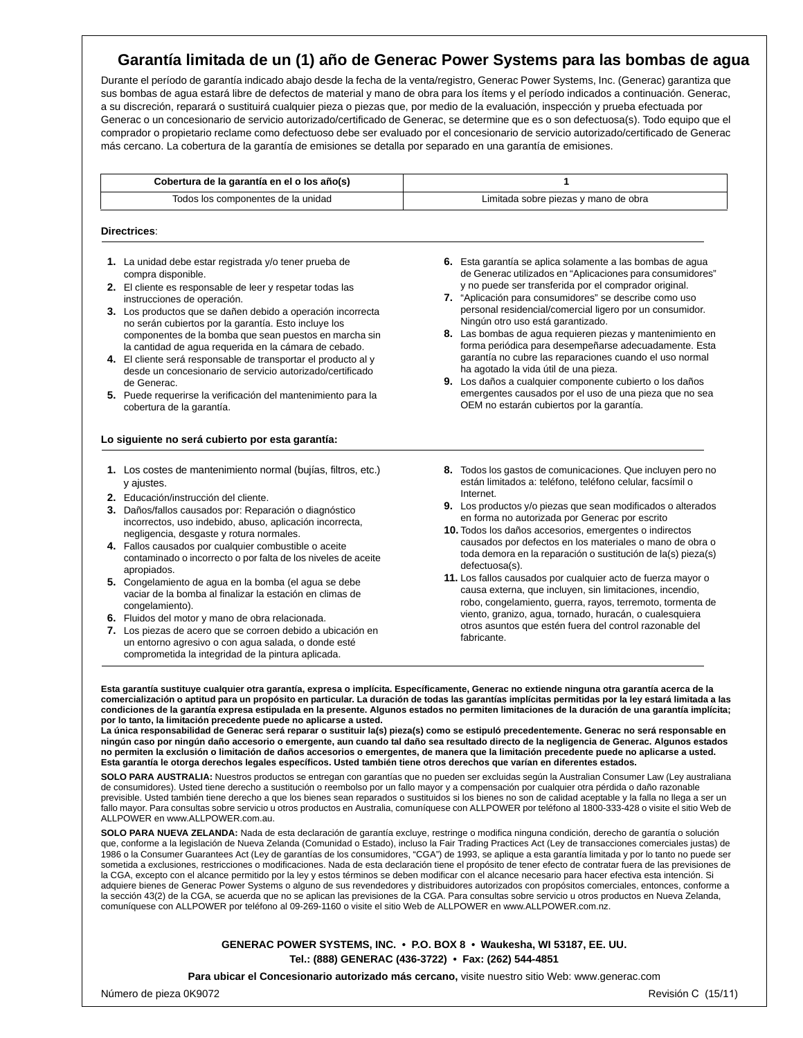# Garantía limitada de un (1) año de Generac Power Systems para las bombas de agua

Durante el período de garantía indicado abajo desde la fecha de la venta/registro, Generac Power Systems, Inc. (Generac) garantiza que sus bombas de agua estará libre de defectos de material y mano de obra para los ítems y el período indicados a continuación. Generac, a su discreción, reparará o sustituirá cualquier pieza o piezas que, por medio de la evaluación, inspección y prueba efectuada por Generac o un concesionario de servicio autorizado/certificado de Generac, se determine que es o son defectuosa(s). Todo equipo que el comprador o propietario reclame como defectuoso debe ser evaluado por el concesionario de servicio autorizado/certificado de Generac más cercano. La cobertura de la garantía de emisiones se detalla por separado en una garantía de emisiones.

| Cobertura de la garantía en el o los año(s) | 1 |
|---|---|
| Todos los componentes de la unidad | Limitada sobre piezas y mano de obra |

**Directrices**:

1. La unidad debe estar registrada y/o tener prueba de compra disponible.
2. El cliente es responsable de leer y respetar todas las instrucciones de operación.
3. Los productos que se dañen debido a operación incorrecta no serán cubiertos por la garantía. Esto incluye los componentes de la bomba que sean puestos en marcha sin la cantidad de agua requerida en la cámara de cebado.
4. El cliente será responsable de transportar el producto al y desde un concesionario de servicio autorizado/certificado de Generac.
5. Puede requerirse la verificación del mantenimiento para la cobertura de la garantía.
6. Esta garantía se aplica solamente a las bombas de agua de Generac utilizados en "Aplicaciones para consumidores" y no puede ser transferida por el comprador original.
7. "Aplicación para consumidores" se describe como uso personal residencial/comercial ligero por un consumidor. Ningún otro uso está garantizado.
8. Las bombas de agua requieren piezas y mantenimiento en forma periódica para desempeñarse adecuadamente. Esta garantía no cubre las reparaciones cuando el uso normal ha agotado la vida útil de una pieza.
9. Los daños a cualquier componente cubierto o los daños emergentes causados por el uso de una pieza que no sea OEM no estarán cubiertos por la garantía.

**Lo siguiente no será cubierto por esta garantía:**

1. Los costes de mantenimiento normal (bujías, filtros, etc.) y ajustes.
2. Educación/instrucción del cliente.
3. Daños/fallos causados por: Reparación o diagnóstico incorrectos, uso indebido, abuso, aplicación incorrecta, negligencia, desgaste y rotura normales.
4. Fallos causados por cualquier combustible o aceite contaminado o incorrecto o por falta de los niveles de aceite apropiados.
5. Congelamiento de agua en la bomba (el agua se debe vaciar de la bomba al finalizar la estación en climas de congelamiento).
6. Fluidos del motor y mano de obra relacionada.
7. Los piezas de acero que se corroen debido a ubicación en un entorno agresivo o con agua salada, o donde esté comprometida la integridad de la pintura aplicada.
8. Todos los gastos de comunicaciones. Que incluyen pero no están limitados a: teléfono, teléfono celular, facsímil o Internet.
9. Los productos y/o piezas que sean modificados o alterados en forma no autorizada por Generac por escrito
10. Todos los daños accesorios, emergentes o indirectos causados por defectos en los materiales o mano de obra o toda demora en la reparación o sustitución de la(s) pieza(s) defectuosa(s).
11. Los fallos causados por cualquier acto de fuerza mayor o causa externa, que incluyen, sin limitaciones, incendio, robo, congelamiento, guerra, rayos, terremoto, tormenta de viento, granizo, agua, tornado, huracán, o cualesquiera otros asuntos que estén fuera del control razonable del fabricante.

**Esta garantía sustituye cualquier otra garantía, expresa o implícita. Específicamente, Generac no extiende ninguna otra garantía acerca de la comercialización o aptitud para un propósito en particular. La duración de todas las garantías implícitas permitidas por la ley estará limitada a las condiciones de la garantía expresa estipulada en la presente. Algunos estados no permiten limitaciones de la duración de una garantía implícita; por lo tanto, la limitación precedente puede no aplicarse a usted.**
**La única responsabilidad de Generac será reparar o sustituir la(s) pieza(s) como se estipuló precedentemente. Generac no será responsable en ningún caso por ningún daño accesorio o emergente, aun cuando tal daño sea resultado directo de la negligencia de Generac. Algunos estados no permiten la exclusión o limitación de daños accesorios o emergentes, de manera que la limitación precedente puede no aplicarse a usted. Esta garantía le otorga derechos legales específicos. Usted también tiene otros derechos que varían en diferentes estados.**

**SOLO PARA AUSTRALIA:** Nuestros productos se entregan con garantías que no pueden ser excluidas según la Australian Consumer Law (Ley australiana de consumidores). Usted tiene derecho a sustitución o reembolso por un fallo mayor y a compensación por cualquier otra pérdida o daño razonable previsible. Usted también tiene derecho a que los bienes sean reparados o sustituidos si los bienes no son de calidad aceptable y la falla no llega a ser un fallo mayor. Para consultas sobre servicio u otros productos en Australia, comuníquese con ALLPOWER por teléfono al 1800-333-428 o visite el sitio Web de ALLPOWER en www.ALLPOWER.com.au.

**SOLO PARA NUEVA ZELANDA:** Nada de esta declaración de garantía excluye, restringe o modifica ninguna condición, derecho de garantía o solución que, conforme a la legislación de Nueva Zelanda (Comunidad o Estado), incluso la Fair Trading Practices Act (Ley de transacciones comerciales justas) de 1986 o la Consumer Guarantees Act (Ley de garantías de los consumidores, "CGA") de 1993, se aplique a esta garantía limitada y por lo tanto no puede ser sometida a exclusiones, restricciones o modificaciones. Nada de esta declaración tiene el propósito de tener efecto de contratar fuera de las previsiones de la CGA, excepto con el alcance permitido por la ley y estos términos se deben modificar con el alcance necesario para hacer efectiva esta intención. Si adquiere bienes de Generac Power Systems o alguno de sus revendedores y distribuidores autorizados con propósitos comerciales, entonces, conforme a la sección 43(2) de la CGA, se acuerda que no se aplican las previsiones de la CGA. Para consultas sobre servicio u otros productos en Nueva Zelanda, comuníquese con ALLPOWER por teléfono al 09-269-1160 o visite el sitio Web de ALLPOWER en www.ALLPOWER.com.nz.

**GENERAC POWER SYSTEMS, INC. • P.O. BOX 8 • Waukesha, WI 53187, EE. UU.**
**Tel.: (888) GENERAC (436-3722) • Fax: (262) 544-4851**

**Para ubicar el Concesionario autorizado más cercano,** visite nuestro sitio Web: www.generac.com

Número de pieza 0K9072 Revisión C (15/11)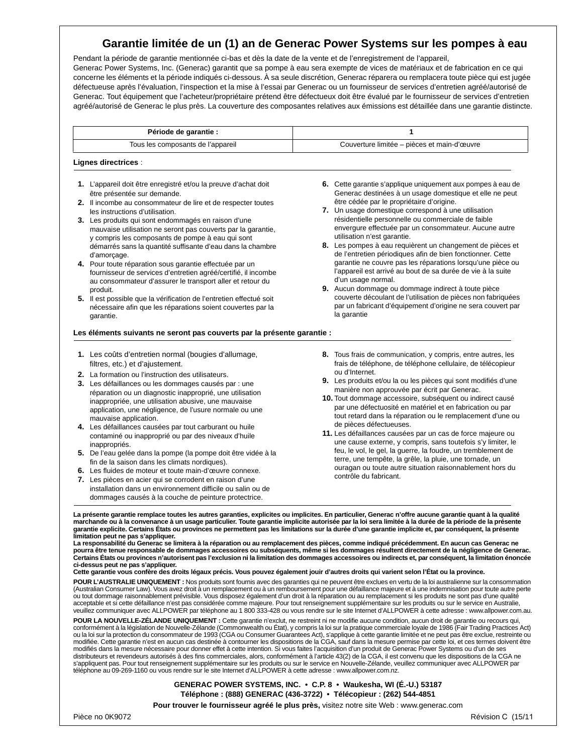# Garantie limitée de un (1) an de Generac Power Systems sur les pompes à eau

Pendant la période de garantie mentionnée ci-bas et dès la date de la vente et de l'enregistrement de l'appareil, Generac Power Systems, Inc. (Generac) garantit que sa pompe à eau sera exempte de vices de matériaux et de fabrication en ce qui concerne les éléments et la période indiqués ci-dessous. À sa seule discrétion, Generac réparera ou remplacera toute pièce qui est jugée défectueuse après l'évaluation, l'inspection et la mise à l'essai par Generac ou un fournisseur de services d'entretien agréé/autorisé de Generac. Tout équipement que l'acheteur/propriétaire prétend être défectueux doit être évalué par le fournisseur de services d'entretien agréé/autorisé de Generac le plus près. La couverture des composantes relatives aux émissions est détaillée dans une garantie distincte.

| Période de garantie : | 1 |
|---|---|
| Tous les composants de l'appareil | Couverture limitée – pièces et main-d'œuvre |

**Lignes directrices** :

1. L'appareil doit être enregistré et/ou la preuve d'achat doit être présentée sur demande.
2. Il incombe au consommateur de lire et de respecter toutes les instructions d'utilisation.
3. Les produits qui sont endommagés en raison d'une mauvaise utilisation ne seront pas couverts par la garantie, y compris les composants de pompe à eau qui sont démarrés sans la quantité suffisante d'eau dans la chambre d'amorçage.
4. Pour toute réparation sous garantie effectuée par un fournisseur de services d'entretien agréé/certifié, il incombe au consommateur d'assurer le transport aller et retour du produit.
5. Il est possible que la vérification de l'entretien effectué soit nécessaire afin que les réparations soient couvertes par la garantie.
6. Cette garantie s'applique uniquement aux pompes à eau de Generac destinées à un usage domestique et elle ne peut être cédée par le propriétaire d'origine.
7. Un usage domestique correspond à une utilisation résidentielle personnelle ou commerciale de faible envergure effectuée par un consommateur. Aucune autre utilisation n'est garantie.
8. Les pompes à eau requièrent un changement de pièces et de l'entretien périodiques afin de bien fonctionner. Cette garantie ne couvre pas les réparations lorsqu'une pièce ou l'appareil est arrivé au bout de sa durée de vie à la suite d'un usage normal.
9. Aucun dommage ou dommage indirect à toute pièce couverte découlant de l'utilisation de pièces non fabriquées par un fabricant d'équipement d'origine ne sera couvert par la garantie

**Les éléments suivants ne seront pas couverts par la présente garantie :**

1. Les coûts d'entretien normal (bougies d'allumage, filtres, etc.) et d'ajustement.
2. La formation ou l'instruction des utilisateurs.
3. Les défaillances ou les dommages causés par : une réparation ou un diagnostic inapproprié, une utilisation inappropriée, une utilisation abusive, une mauvaise application, une négligence, de l'usure normale ou une mauvaise application.
4. Les défaillances causées par tout carburant ou huile contaminé ou inapproprié ou par des niveaux d'huile inappropriés.
5. De l'eau gelée dans la pompe (la pompe doit être vidée à la fin de la saison dans les climats nordiques).
6. Les fluides de moteur et toute main-d'œuvre connexe.
7. Les pièces en acier qui se corrodent en raison d'une installation dans un environnement difficile ou salin ou de dommages causés à la couche de peinture protectrice.
8. Tous frais de communication, y compris, entre autres, les frais de téléphone, de téléphone cellulaire, de télécopieur ou d'Internet.
9. Les produits et/ou la ou les pièces qui sont modifiés d'une manière non approuvée par écrit par Generac.
10. Tout dommage accessoire, subséquent ou indirect causé par une défectuosité en matériel et en fabrication ou par tout retard dans la réparation ou le remplacement d'une ou de pièces défectueuses.
11. Les défaillances causées par un cas de force majeure ou une cause externe, y compris, sans toutefois s'y limiter, le feu, le vol, le gel, la guerre, la foudre, un tremblement de terre, une tempête, la grêle, la pluie, une tornade, un ouragan ou toute autre situation raisonnablement hors du contrôle du fabricant.

**La présente garantie remplace toutes les autres garanties, explicites ou implicites. En particulier, Generac n'offre aucune garantie quant à la qualité marchande ou à la convenance à un usage particulier. Toute garantie implicite autorisée par la loi sera limitée à la durée de la période de la présente garantie explicite. Certains États ou provinces ne permettent pas les limitations sur la durée d'une garantie implicite et, par conséquent, la présente limitation peut ne pas s'appliquer.**
**La responsabilité du Generac se limitera à la réparation ou au remplacement des pièces, comme indiqué précédemment. En aucun cas Generac ne pourra être tenue responsable de dommages accessoires ou subséquents, même si les dommages résultent directement de la négligence de Generac. Certains États ou provinces n'autorisent pas l'exclusion ni la limitation des dommages accessoires ou indirects et, par conséquent, la limitation énoncée ci-dessus peut ne pas s'appliquer.**
**Cette garantie vous confère des droits légaux précis. Vous pouvez également jouir d'autres droits qui varient selon l'État ou la province.**

**POUR L'AUSTRALIE UNIQUEMENT :** Nos produits sont fournis avec des garanties qui ne peuvent être exclues en vertu de la loi australienne sur la consommation (Australian Consumer Law). Vous avez droit à un remplacement ou à un remboursement pour une défaillance majeure et à une indemnisation pour toute autre perte ou tout dommage raisonnablement prévisible. Vous disposez également d'un droit à la réparation ou au remplacement si les produits ne sont pas d'une qualité acceptable et si cette défaillance n'est pas considérée comme majeure. Pour tout renseignement supplémentaire sur les produits ou sur le service en Australie, veuillez communiquer avec ALLPOWER par téléphone au 1 800 333-428 ou vous rendre sur le site Internet d'ALLPOWER à cette adresse : www.allpower.com.au.

**POUR LA NOUVELLE-ZÉLANDE UNIQUEMENT :** Cette garantie n'exclut, ne restreint ni ne modifie aucune condition, aucun droit de garantie ou recours qui, conformément à la législation de Nouvelle-Zélande (Commonwealth ou État), y compris la loi sur la pratique commerciale loyale de 1986 (Fair Trading Practices Act) ou la loi sur la protection du consommateur de 1993 (CGA ou Consumer Guarantees Act), s'applique à cette garantie limitée et ne peut pas être exclue, restreinte ou modifiée. Cette garantie n'est en aucun cas destinée à contourner les dispositions de la CGA, sauf dans la mesure permise par cette loi, et ces termes doivent être modifiés dans la mesure nécessaire pour donner effet à cette intention. Si vous faites l'acquisition d'un produit de Generac Power Systems ou d'un de ses distributeurs et revendeurs autorisés à des fins commerciales, alors, conformément à l'article 43(2) de la CGA, il est convenu que les dispositions de la CGA ne s'appliquent pas. Pour tout renseignement supplémentaire sur les produits ou sur le service en Nouvelle-Zélande, veuillez communiquer avec ALLPOWER par téléphone au 09-269-1160 ou vous rendre sur le site Internet d'ALLPOWER à cette adresse : www.allpower.com.nz.

**GENERAC POWER SYSTEMS, INC. • C.P. 8 • Waukesha, WI (É.-U.) 53187**
**Téléphone : (888) GENERAC (436-3722) • Télécopieur : (262) 544-4851**
**Pour trouver le fournisseur agréé le plus près,** visitez notre site Web : www.generac.com

Pièce no 0K9072 — Révision C (15/11